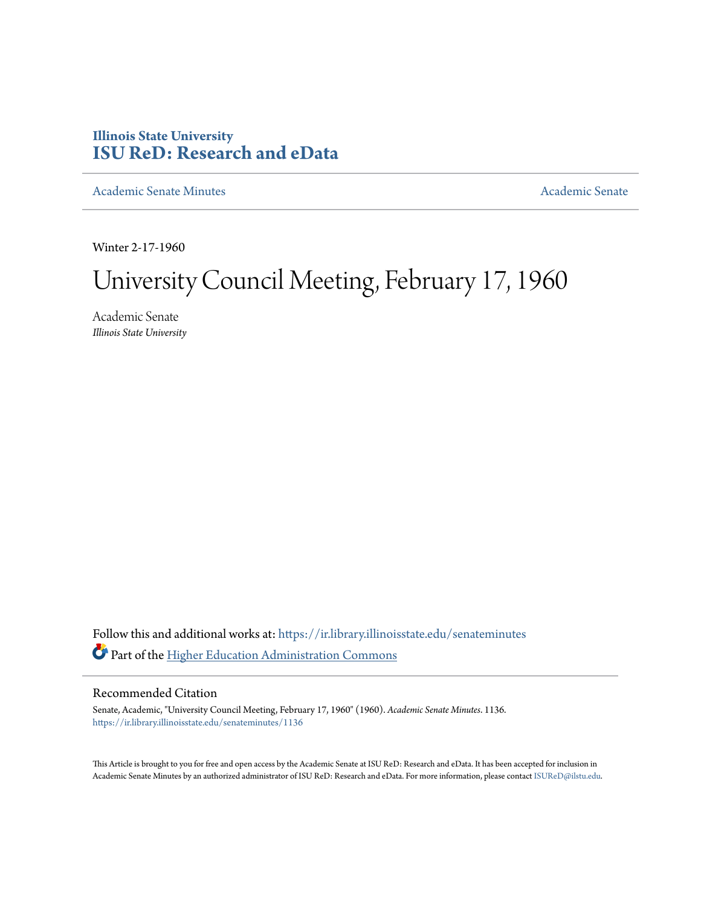Illinois State University
**ISU ReD: Research and eData**

Academic Senate Minutes | Academic Senate

Winter 2-17-1960

# University Council Meeting, February 17, 1960

Academic Senate
*Illinois State University*

Follow this and additional works at: https://ir.library.illinoisstate.edu/senateminutes

Part of the Higher Education Administration Commons

## Recommended Citation

Senate, Academic, "University Council Meeting, February 17, 1960" (1960). *Academic Senate Minutes*. 1136.
https://ir.library.illinoisstate.edu/senateminutes/1136

This Article is brought to you for free and open access by the Academic Senate at ISU ReD: Research and eData. It has been accepted for inclusion in Academic Senate Minutes by an authorized administrator of ISU ReD: Research and eData. For more information, please contact ISUReD@ilstu.edu.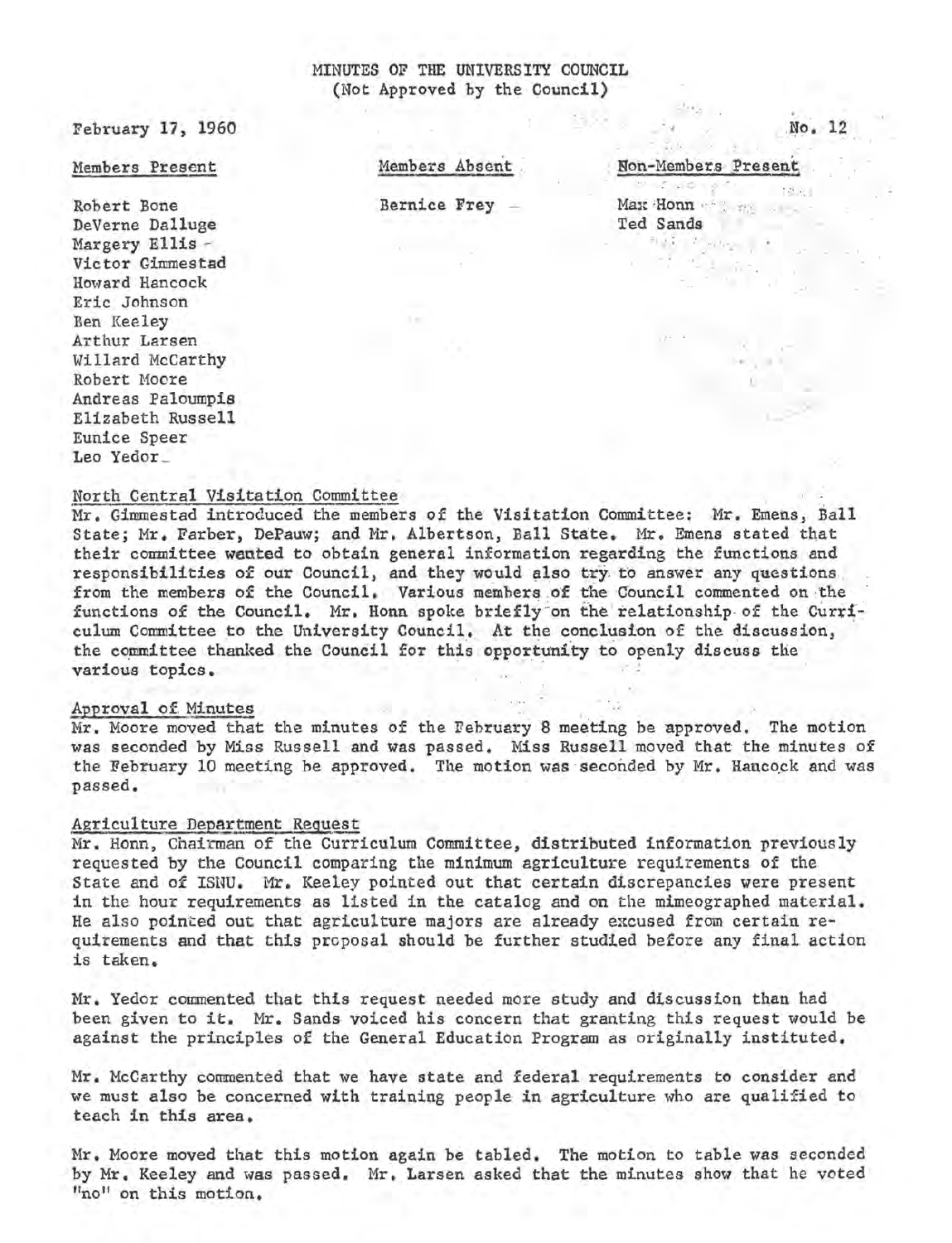# MINUTES OF THE UNIVERSITY COUNCIL
(Not Approved by the Council)

February 17, 1960

No. 12

| Members Present | Members Absent | Non-Members Present |
|---|---|---|
| Robert Bone | Bernice Frey | Max Honn |
| DeVerne Dalluge | | Ted Sands |
| Margery Ellis | | |
| Victor Gimmestad | | |
| Howard Hancock | | |
| Eric Johnson | | |
| Ben Keeley | | |
| Arthur Larsen | | |
| Willard McCarthy | | |
| Robert Moore | | |
| Andreas Paloumpis | | |
| Elizabeth Russell | | |
| Eunice Speer | | |
| Leo Yedor | | |

## North Central Visitation Committee

Mr. Gimmestad introduced the members of the Visitation Committee: Mr. Emens, Ball State; Mr. Farber, DePauw; and Mr. Albertson, Ball State. Mr. Emens stated that their committee wanted to obtain general information regarding the functions and responsibilities of our Council, and they would also try to answer any questions from the members of the Council. Various members of the Council commented on the functions of the Council. Mr. Honn spoke briefly on the relationship of the Curriculum Committee to the University Council. At the conclusion of the discussion, the committee thanked the Council for this opportunity to openly discuss the various topics.

## Approval of Minutes

Mr. Moore moved that the minutes of the February 8 meeting be approved. The motion was seconded by Miss Russell and was passed. Miss Russell moved that the minutes of the February 10 meeting be approved. The motion was seconded by Mr. Hancock and was passed.

## Agriculture Department Request

Mr. Honn, Chairman of the Curriculum Committee, distributed information previously requested by the Council comparing the minimum agriculture requirements of the State and of ISNU. Mr. Keeley pointed out that certain discrepancies were present in the hour requirements as listed in the catalog and on the mimeographed material. He also pointed out that agriculture majors are already excused from certain requirements and that this proposal should be further studied before any final action is taken.

Mr. Yedor commented that this request needed more study and discussion than had been given to it. Mr. Sands voiced his concern that granting this request would be against the principles of the General Education Program as originally instituted.

Mr. McCarthy commented that we have state and federal requirements to consider and we must also be concerned with training people in agriculture who are qualified to teach in this area.

Mr. Moore moved that this motion again be tabled. The motion to table was seconded by Mr. Keeley and was passed. Mr. Larsen asked that the minutes show that he voted "no" on this motion.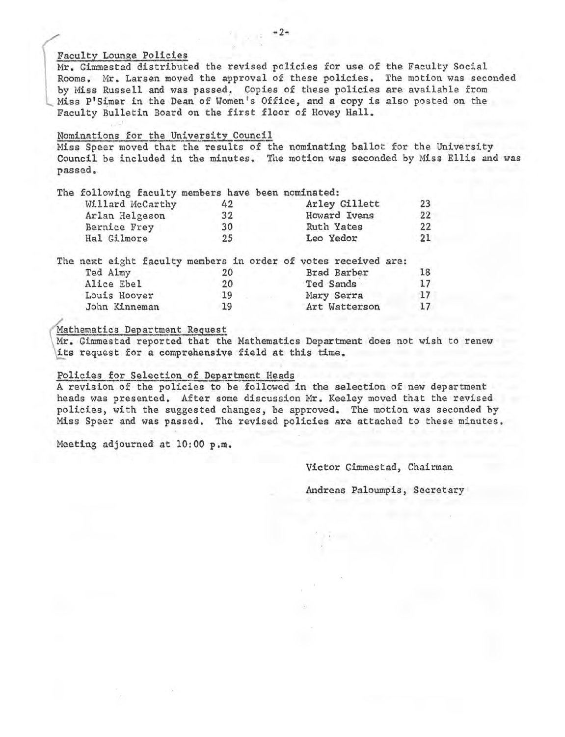## Faculty Lounge Policies

Mr. Gimmestad distributed the revised policies for use of the Faculty Social Rooms. Mr. Larsen moved the approval of these policies. The motion was seconded by Miss Russell and was passed. Copies of these policies are available from Miss P'Simer in the Dean of Women's Office, and a copy is also posted on the Faculty Bulletin Board on the first floor of Hovey Hall.

## Nominations for the University Council

Miss Speer moved that the results of the nominating ballot for the University Council be included in the minutes. The motion was seconded by Miss Ellis and was passed.

The following faculty members have been nominated:

| | | | |
|---|---|---|---|
| Willard McCarthy | 42 | Arley Gillett | 23 |
| Arlan Helgeson | 32 | Howard Ivens | 22 |
| Bernice Frey | 30 | Ruth Yates | 22 |
| Hal Gilmore | 25 | Leo Yedor | 21 |

The next eight faculty members in order of votes received are:

| | | | |
|---|---|---|---|
| Ted Almy | 20 | Brad Barber | 18 |
| Alice Ebel | 20 | Ted Sands | 17 |
| Louis Hoover | 19 | Mary Serra | 17 |
| John Kinneman | 19 | Art Watterson | 17 |

## Mathematics Department Request

Mr. Gimmestad reported that the Mathematics Department does not wish to renew its request for a comprehensive field at this time.

## Policies for Selection of Department Heads

A revision of the policies to be followed in the selection of new department heads was presented. After some discussion Mr. Keeley moved that the revised policies, with the suggested changes, be approved. The motion was seconded by Miss Speer and was passed. The revised policies are attached to these minutes.

Meeting adjourned at 10:00 p.m.

Victor Gimmestad, Chairman

Andreas Paloumpis, Secretary